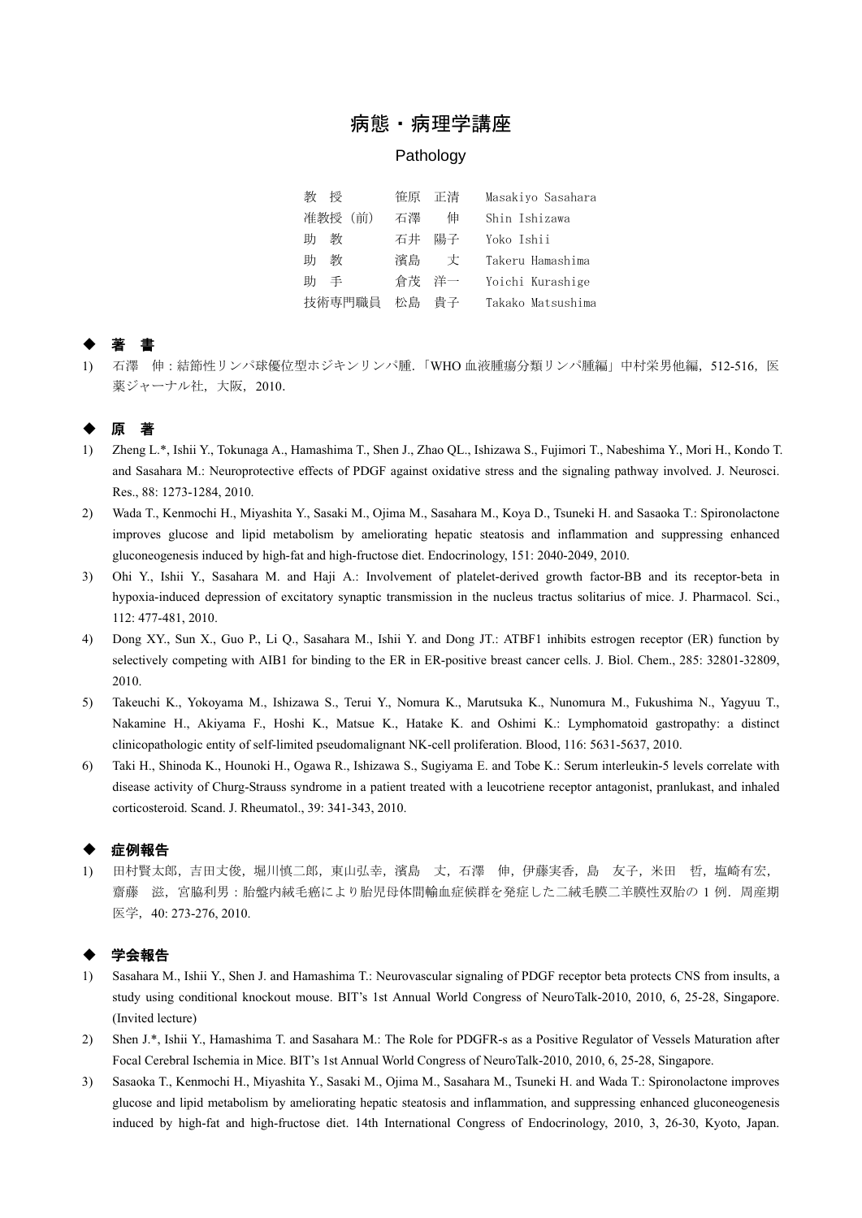# 病態・病理学講座

## Pathology

| | | |
|---|---|---|
| 教　授 | 笹原　正清 | Masakiyo Sasahara |
| 准教授（前） | 石澤　　伸 | Shin Ishizawa |
| 助　教 | 石井　陽子 | Yoko Ishii |
| 助　教 | 濱島　　丈 | Takeru Hamashima |
| 助　手 | 倉茂　洋一 | Yoichi Kurashige |
| 技術専門職員 | 松島　貴子 | Takako Matsushima |

### ◆ 著　書

1) 石澤　伸：結節性リンパ球優位型ホジキンリンパ腫.「WHO 血液腫瘍分類リンパ腫編」中村栄男他編，512-516，医薬ジャーナル社，大阪，2010.

### ◆ 原　著

1) Zheng L.*, Ishii Y., Tokunaga A., Hamashima T., Shen J., Zhao QL., Ishizawa S., Fujimori T., Nabeshima Y., Mori H., Kondo T. and Sasahara M.: Neuroprotective effects of PDGF against oxidative stress and the signaling pathway involved. J. Neurosci. Res., 88: 1273-1284, 2010.
2) Wada T., Kenmochi H., Miyashita Y., Sasaki M., Ojima M., Sasahara M., Koya D., Tsuneki H. and Sasaoka T.: Spironolactone improves glucose and lipid metabolism by ameliorating hepatic steatosis and inflammation and suppressing enhanced gluconeogenesis induced by high-fat and high-fructose diet. Endocrinology, 151: 2040-2049, 2010.
3) Ohi Y., Ishii Y., Sasahara M. and Haji A.: Involvement of platelet-derived growth factor-BB and its receptor-beta in hypoxia-induced depression of excitatory synaptic transmission in the nucleus tractus solitarius of mice. J. Pharmacol. Sci., 112: 477-481, 2010.
4) Dong XY., Sun X., Guo P., Li Q., Sasahara M., Ishii Y. and Dong JT.: ATBF1 inhibits estrogen receptor (ER) function by selectively competing with AIB1 for binding to the ER in ER-positive breast cancer cells. J. Biol. Chem., 285: 32801-32809, 2010.
5) Takeuchi K., Yokoyama M., Ishizawa S., Terui Y., Nomura K., Marutsuka K., Nunomura M., Fukushima N., Yagyuu T., Nakamine H., Akiyama F., Hoshi K., Matsue K., Hatake K. and Oshimi K.: Lymphomatoid gastropathy: a distinct clinicopathologic entity of self-limited pseudomalignant NK-cell proliferation. Blood, 116: 5631-5637, 2010.
6) Taki H., Shinoda K., Hounoki H., Ogawa R., Ishizawa S., Sugiyama E. and Tobe K.: Serum interleukin-5 levels correlate with disease activity of Churg-Strauss syndrome in a patient treated with a leucotriene receptor antagonist, pranlukast, and inhaled corticosteroid. Scand. J. Rheumatol., 39: 341-343, 2010.

### ◆ 症例報告

1) 田村賢太郎，吉田丈俊，堀川慎二郎，東山弘幸，濱島　丈，石澤　伸，伊藤実香，島　友子，米田　哲，塩崎有宏，齋藤　滋，宮脇利男：胎盤内絨毛癌により胎児母体間輸血症候群を発症した二絨毛膜二羊膜性双胎の 1 例．周産期医学，40: 273-276, 2010.

### ◆ 学会報告

1) Sasahara M., Ishii Y., Shen J. and Hamashima T.: Neurovascular signaling of PDGF receptor beta protects CNS from insults, a study using conditional knockout mouse. BIT's 1st Annual World Congress of NeuroTalk-2010, 2010, 6, 25-28, Singapore. (Invited lecture)
2) Shen J.*, Ishii Y., Hamashima T. and Sasahara M.: The Role for PDGFR-s as a Positive Regulator of Vessels Maturation after Focal Cerebral Ischemia in Mice. BIT's 1st Annual World Congress of NeuroTalk-2010, 2010, 6, 25-28, Singapore.
3) Sasaoka T., Kenmochi H., Miyashita Y., Sasaki M., Ojima M., Sasahara M., Tsuneki H. and Wada T.: Spironolactone improves glucose and lipid metabolism by ameliorating hepatic steatosis and inflammation, and suppressing enhanced gluconeogenesis induced by high-fat and high-fructose diet. 14th International Congress of Endocrinology, 2010, 3, 26-30, Kyoto, Japan.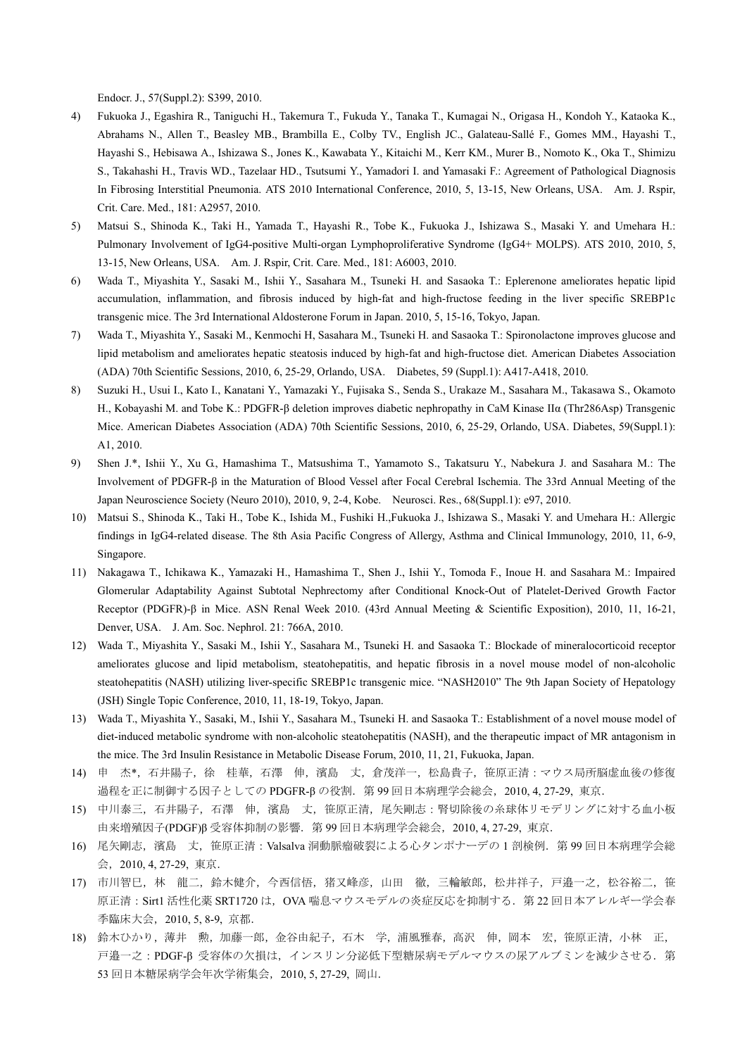Endocr. J., 57(Suppl.2): S399, 2010.

4) Fukuoka J., Egashira R., Taniguchi H., Takemura T., Fukuda Y., Tanaka T., Kumagai N., Origasa H., Kondoh Y., Kataoka K., Abrahams N., Allen T., Beasley MB., Brambilla E., Colby TV., English JC., Galateau-Sallé F., Gomes MM., Hayashi T., Hayashi S., Hebisawa A., Ishizawa S., Jones K., Kawabata Y., Kitaichi M., Kerr KM., Murer B., Nomoto K., Oka T., Shimizu S., Takahashi H., Travis WD., Tazelaar HD., Tsutsumi Y., Yamadori I. and Yamasaki F.: Agreement of Pathological Diagnosis In Fibrosing Interstitial Pneumonia. ATS 2010 International Conference, 2010, 5, 13-15, New Orleans, USA. Am. J. Rspir, Crit. Care. Med., 181: A2957, 2010.

5) Matsui S., Shinoda K., Taki H., Yamada T., Hayashi R., Tobe K., Fukuoka J., Ishizawa S., Masaki Y. and Umehara H.: Pulmonary Involvement of IgG4-positive Multi-organ Lymphoproliferative Syndrome (IgG4+ MOLPS). ATS 2010, 2010, 5, 13-15, New Orleans, USA. Am. J. Rspir, Crit. Care. Med., 181: A6003, 2010.

6) Wada T., Miyashita Y., Sasaki M., Ishii Y., Sasahara M., Tsuneki H. and Sasaoka T.: Eplerenone ameliorates hepatic lipid accumulation, inflammation, and fibrosis induced by high-fat and high-fructose feeding in the liver specific SREBP1c transgenic mice. The 3rd International Aldosterone Forum in Japan. 2010, 5, 15-16, Tokyo, Japan.

7) Wada T., Miyashita Y., Sasaki M., Kenmochi H, Sasahara M., Tsuneki H. and Sasaoka T.: Spironolactone improves glucose and lipid metabolism and ameliorates hepatic steatosis induced by high-fat and high-fructose diet. American Diabetes Association (ADA) 70th Scientific Sessions, 2010, 6, 25-29, Orlando, USA. Diabetes, 59 (Suppl.1): A417-A418, 2010.

8) Suzuki H., Usui I., Kato I., Kanatani Y., Yamazaki Y., Fujisaka S., Senda S., Urakaze M., Sasahara M., Takasawa S., Okamoto H., Kobayashi M. and Tobe K.: PDGFR-β deletion improves diabetic nephropathy in CaM Kinase IIα (Thr286Asp) Transgenic Mice. American Diabetes Association (ADA) 70th Scientific Sessions, 2010, 6, 25-29, Orlando, USA. Diabetes, 59(Suppl.1): A1, 2010.

9) Shen J.*, Ishii Y., Xu G., Hamashima T., Matsushima T., Yamamoto S., Takatsuru Y., Nabekura J. and Sasahara M.: The Involvement of PDGFR-β in the Maturation of Blood Vessel after Focal Cerebral Ischemia. The 33rd Annual Meeting of the Japan Neuroscience Society (Neuro 2010), 2010, 9, 2-4, Kobe. Neurosci. Res., 68(Suppl.1): e97, 2010.

10) Matsui S., Shinoda K., Taki H., Tobe K., Ishida M., Fushiki H.,Fukuoka J., Ishizawa S., Masaki Y. and Umehara H.: Allergic findings in IgG4-related disease. The 8th Asia Pacific Congress of Allergy, Asthma and Clinical Immunology, 2010, 11, 6-9, Singapore.

11) Nakagawa T., Ichikawa K., Yamazaki H., Hamashima T., Shen J., Ishii Y., Tomoda F., Inoue H. and Sasahara M.: Impaired Glomerular Adaptability Against Subtotal Nephrectomy after Conditional Knock-Out of Platelet-Derived Growth Factor Receptor (PDGFR)-β in Mice. ASN Renal Week 2010. (43rd Annual Meeting & Scientific Exposition), 2010, 11, 16-21, Denver, USA. J. Am. Soc. Nephrol. 21: 766A, 2010.

12) Wada T., Miyashita Y., Sasaki M., Ishii Y., Sasahara M., Tsuneki H. and Sasaoka T.: Blockade of mineralocorticoid receptor ameliorates glucose and lipid metabolism, steatohepatitis, and hepatic fibrosis in a novel mouse model of non-alcoholic steatohepatitis (NASH) utilizing liver-specific SREBP1c transgenic mice. "NASH2010" The 9th Japan Society of Hepatology (JSH) Single Topic Conference, 2010, 11, 18-19, Tokyo, Japan.

13) Wada T., Miyashita Y., Sasaki, M., Ishii Y., Sasahara M., Tsuneki H. and Sasaoka T.: Establishment of a novel mouse model of diet-induced metabolic syndrome with non-alcoholic steatohepatitis (NASH), and the therapeutic impact of MR antagonism in the mice. The 3rd Insulin Resistance in Metabolic Disease Forum, 2010, 11, 21, Fukuoka, Japan.

14) 申　杰*，石井陽子，徐　桂華，石澤　伸，濱島　丈，倉茂洋一，松島貴子，笹原正清：マウス局所脳虚血後の修復過程を正に制御する因子としての PDGFR-β の役割．第 99 回日本病理学会総会，2010, 4, 27-29, 東京．

15) 中川泰三，石井陽子，石澤　伸，濱島　丈，笹原正清，尾矢剛志：腎切除後の糸球体リモデリングに対する血小板由来増殖因子(PDGF)β 受容体抑制の影響．第 99 回日本病理学会総会，2010, 4, 27-29, 東京．

16) 尾矢剛志，濱島　丈，笹原正清：Valsalva 洞動脈瘤破裂による心タンポナーデの 1 剖検例．第 99 回日本病理学会総会，2010, 4, 27-29, 東京．

17) 市川智巳，林　龍二，鈴木健介，今西信悟，猪又峰彦，山田　徹，三輪敏郎，松井祥子，戸邉一之，松谷裕二，笹原正清：Sirt1 活性化薬 SRT1720 は，OVA 喘息マウスモデルの炎症反応を抑制する．第 22 回日本アレルギー学会春季臨床大会，2010, 5, 8-9, 京都．

18) 鈴木ひかり，薄井　勲，加藤一郎，金谷由紀子，石木　学，浦風雅春，高沢　伸，岡本　宏，笹原正清，小林　正，戸邉一之：PDGF-β 受容体の欠損は，インスリン分泌低下型糖尿病モデルマウスの尿アルブミンを減少させる．第 53 回日本糖尿病学会年次学術集会，2010, 5, 27-29, 岡山．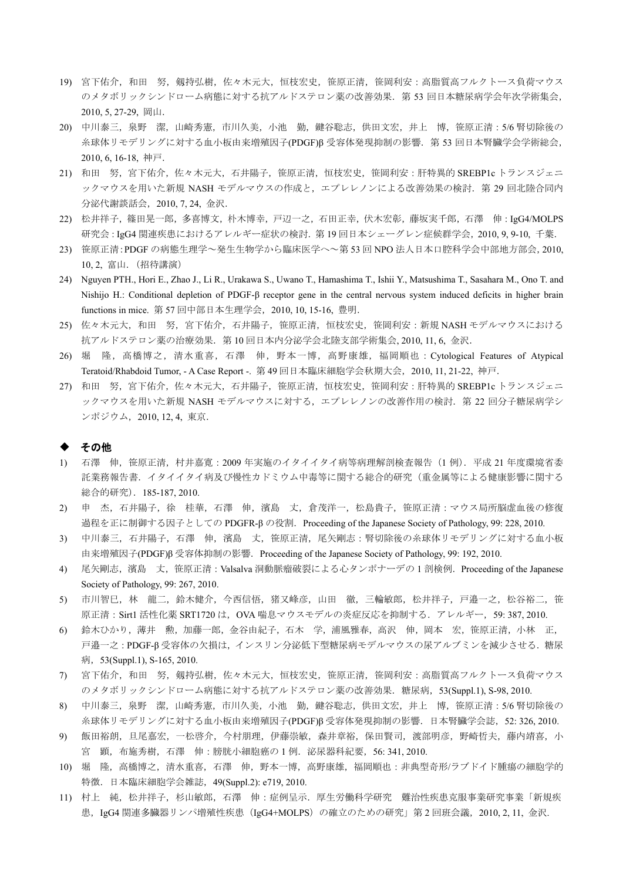19) 宮下佑介，和田　努，剱持弘樹，佐々木元大，恒枝宏史，笹原正清，笹岡利安：高脂質高フルクトース負荷マウスのメタボリックシンドローム病態に対する抗アルドステロン薬の改善効果．第 53 回日本糖尿病学会年次学術集会，2010, 5, 27-29, 岡山．
20) 中川泰三，泉野　潔，山崎秀憲，市川久美，小池　勤，鍵谷聡志，供田文宏，井上　博，笹原正清：5/6 腎切除後の糸球体リモデリングに対する血小板由来増殖因子(PDGF)β 受容体発現抑制の影響．第 53 回日本腎臓学会学術総会，2010, 6, 16-18, 神戸．
21) 和田　努，宮下佑介，佐々木元大，石井陽子，笹原正清，恒枝宏史，笹岡利安：肝特異的 SREBP1c トランスジェニックマウスを用いた新規 NASH モデルマウスの作成と，エプレレノンによる改善効果の検討．第 29 回北陸合同内分泌代謝談話会，2010, 7, 24, 金沢．
22) 松井祥子，篠田晃一郎，多喜博文，朴木博幸，戸辺一之，石田正幸，伏木宏彰，藤坂実千郎，石澤　伸：IgG4/MOLPS 研究会：IgG4 関連疾患におけるアレルギー症状の検討．第 19 回日本シェーグレン症候群学会，2010, 9, 9-10, 千葉．
23) 笹原正清：PDGF の病態生理学～発生生物学から臨床医学へ～第 53 回 NPO 法人日本口腔科学会中部地方部会，2010, 10, 2, 富山．（招待講演）
24) Nguyen PTH., Hori E., Zhao J., Li R., Urakawa S., Uwano T., Hamashima T., Ishii Y., Matsushima T., Sasahara M., Ono T. and Nishijo H.: Conditional depletion of PDGF-β receptor gene in the central nervous system induced deficits in higher brain functions in mice. 第 57 回中部日本生理学会，2010, 10, 15-16, 豊明．
25) 佐々木元大，和田　努，宮下佑介，石井陽子，笹原正清，恒枝宏史，笹岡利安：新規 NASH モデルマウスにおける抗アルドステロン薬の治療効果．第 10 回日本内分泌学会北陸支部学術集会，2010, 11, 6, 金沢．
26) 堀　隆，高橋博之，清水重喜，石澤　伸，野本一博，高野康雄，福岡順也：Cytological Features of Atypical Teratoid/Rhabdoid Tumor, - A Case Report -. 第 49 回日本臨床細胞学会秋期大会，2010, 11, 21-22, 神戸．
27) 和田　努，宮下佑介，佐々木元大，石井陽子，笹原正清，恒枝宏史，笹岡利安：肝特異的 SREBP1c トランスジェニックマウスを用いた新規 NASH モデルマウスに対する，エプレレノンの改善作用の検討．第 22 回分子糖尿病学シンポジウム，2010, 12, 4, 東京．

## ◆ その他

1) 石澤　伸，笹原正清，村井嘉寛：2009 年実施のイタイイタイ病等病理解剖検査報告（1 例）．平成 21 年度環境省委託業務報告書．イタイイタイ病及び慢性カドミウム中毒等に関する総合的研究（重金属等による健康影響に関する総合的研究）．185-187, 2010.
2) 申　杰，石井陽子，徐　桂華，石澤　伸，濱島　丈，倉茂洋一，松島貴子，笹原正清：マウス局所脳虚血後の修復過程を正に制御する因子としての PDGFR-β の役割．Proceeding of the Japanese Society of Pathology, 99: 228, 2010.
3) 中川泰三，石井陽子，石澤　伸，濱島　丈，笹原正清，尾矢剛志：腎切除後の糸球体リモデリングに対する血小板由来増殖因子(PDGF)β 受容体抑制の影響．Proceeding of the Japanese Society of Pathology, 99: 192, 2010.
4) 尾矢剛志，濱島　丈，笹原正清：Valsalva 洞動脈瘤破裂による心タンポナーデの 1 剖検例．Proceeding of the Japanese Society of Pathology, 99: 267, 2010.
5) 市川智巳，林　龍二，鈴木健介，今西信悟，猪又峰彦，山田　徹，三輪敏郎，松井祥子，戸邉一之，松谷裕二，笹原正清：Sirt1 活性化薬 SRT1720 は，OVA 喘息マウスモデルの炎症反応を抑制する．アレルギー，59: 387, 2010.
6) 鈴木ひかり，薄井　勲，加藤一郎，金谷由紀子，石木　学，浦風雅春，高沢　伸，岡本　宏，笹原正清，小林　正，戸邉一之：PDGF-β 受容体の欠損は，インスリン分泌低下型糖尿病モデルマウスの尿アルブミンを減少させる．糖尿病，53(Suppl.1), S-165, 2010.
7) 宮下佑介，和田　努，剱持弘樹，佐々木元大，恒枝宏史，笹原正清，笹岡利安：高脂質高フルクトース負荷マウスのメタボリックシンドローム病態に対する抗アルドステロン薬の改善効果．糖尿病，53(Suppl.1), S-98, 2010.
8) 中川泰三，泉野　潔，山崎秀憲，市川久美，小池　勤，鍵谷聡志，供田文宏，井上　博，笹原正清：5/6 腎切除後の糸球体リモデリングに対する血小板由来増殖因子(PDGF)β 受容体発現抑制の影響．日本腎臓学会誌，52: 326, 2010.
9) 飯田裕朗，旦尾嘉宏，一松啓介，今村朋理，伊藤崇敏，森井章裕，保田賢司，渡部明彦，野崎哲夫，藤内靖喜，小宮　顕，布施秀樹，石澤　伸：膀胱小細胞癌の 1 例．泌尿器科紀要，56: 341, 2010.
10) 堀　隆，高橋博之，清水重喜，石澤　伸，野本一博，高野康雄，福岡順也：非典型奇形/ラブドイド腫瘍の細胞学的特徴．日本臨床細胞学会雑誌，49(Suppl.2): e719, 2010.
11) 村上　純，松井祥子，杉山敏郎，石澤　伸：症例呈示．厚生労働科学研究　難治性疾患克服事業研究事業「新規疾患，IgG4 関連多臓器リンパ増殖性疾患（IgG4+MOLPS）の確立のための研究」第 2 回班会議，2010, 2, 11, 金沢．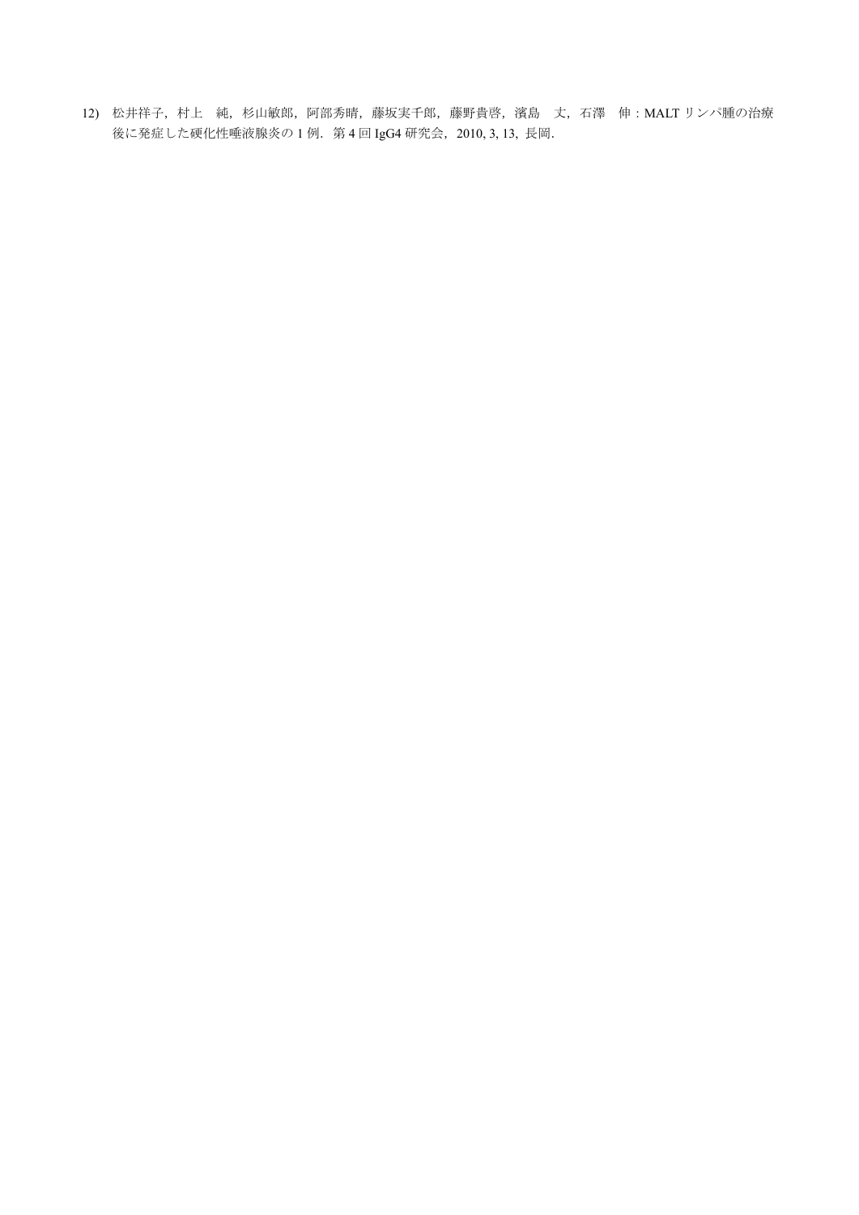12) 松井祥子，村上　純，杉山敏郎，阿部秀晴，藤坂実千郎，藤野貴啓，濱島　丈，石澤　伸：MALT リンパ腫の治療後に発症した硬化性唾液腺炎の 1 例．第 4 回 IgG4 研究会，2010, 3, 13, 長岡．